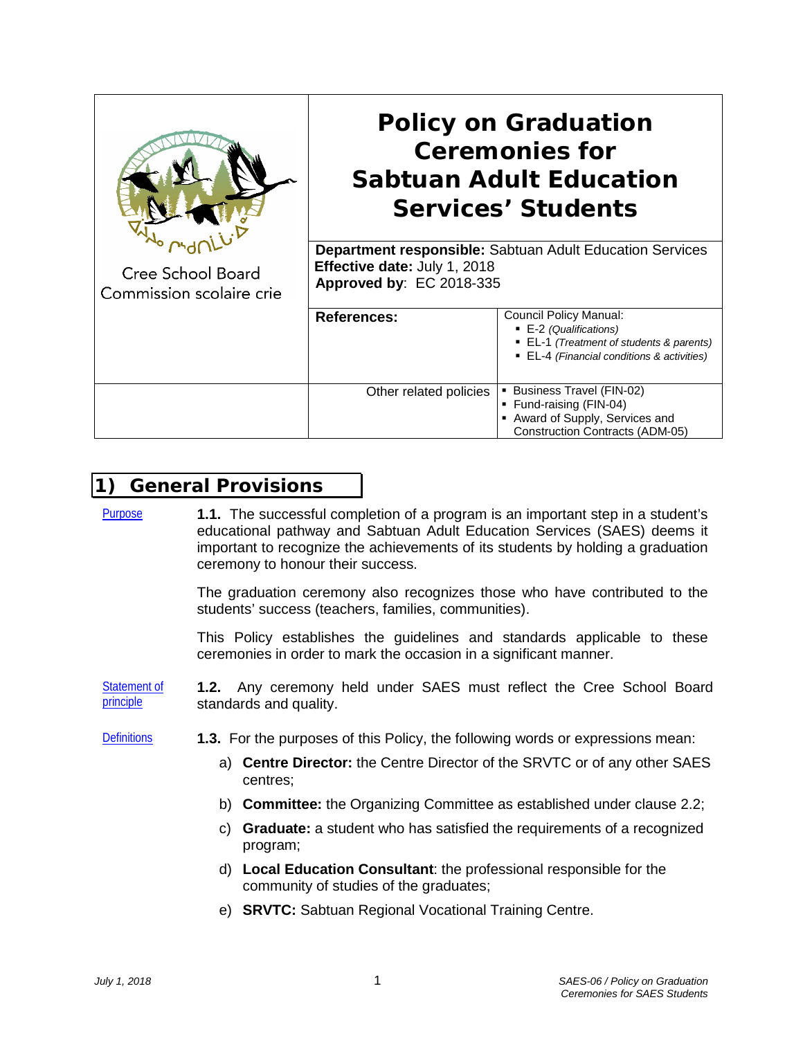| Cree School Board / Commission scolaire crie | **Policy on Graduation Ceremonies for Sabtuan Adult Education Services' Students** | |
|---|---|---|
| | **Department responsible:** Sabtuan Adult Education Services<br>**Effective date:** July 1, 2018<br>**Approved by**: EC 2018-335 | |
| | **References:** | Council Policy Manual:<br>▪ E-2 *(Qualifications)*<br>▪ EL-1 *(Treatment of students & parents)*<br>▪ EL-4 *(Financial conditions & activities)* |
| | Other related policies | ▪ Business Travel (FIN-02)<br>▪ Fund-raising (FIN-04)<br>▪ Award of Supply, Services and Construction Contracts (ADM-05) |

# 1) General Provisions

**Purpose**

**1.1.** The successful completion of a program is an important step in a student's educational pathway and Sabtuan Adult Education Services (SAES) deems it important to recognize the achievements of its students by holding a graduation ceremony to honour their success.

The graduation ceremony also recognizes those who have contributed to the students' success (teachers, families, communities).

This Policy establishes the guidelines and standards applicable to these ceremonies in order to mark the occasion in a significant manner.

**Statement of principle**

**1.2.** Any ceremony held under SAES must reflect the Cree School Board standards and quality.

**Definitions**

**1.3.** For the purposes of this Policy, the following words or expressions mean:

a) **Centre Director:** the Centre Director of the SRVTC or of any other SAES centres;

b) **Committee:** the Organizing Committee as established under clause 2.2;

c) **Graduate:** a student who has satisfied the requirements of a recognized program;

d) **Local Education Consultant**: the professional responsible for the community of studies of the graduates;

e) **SRVTC:** Sabtuan Regional Vocational Training Centre.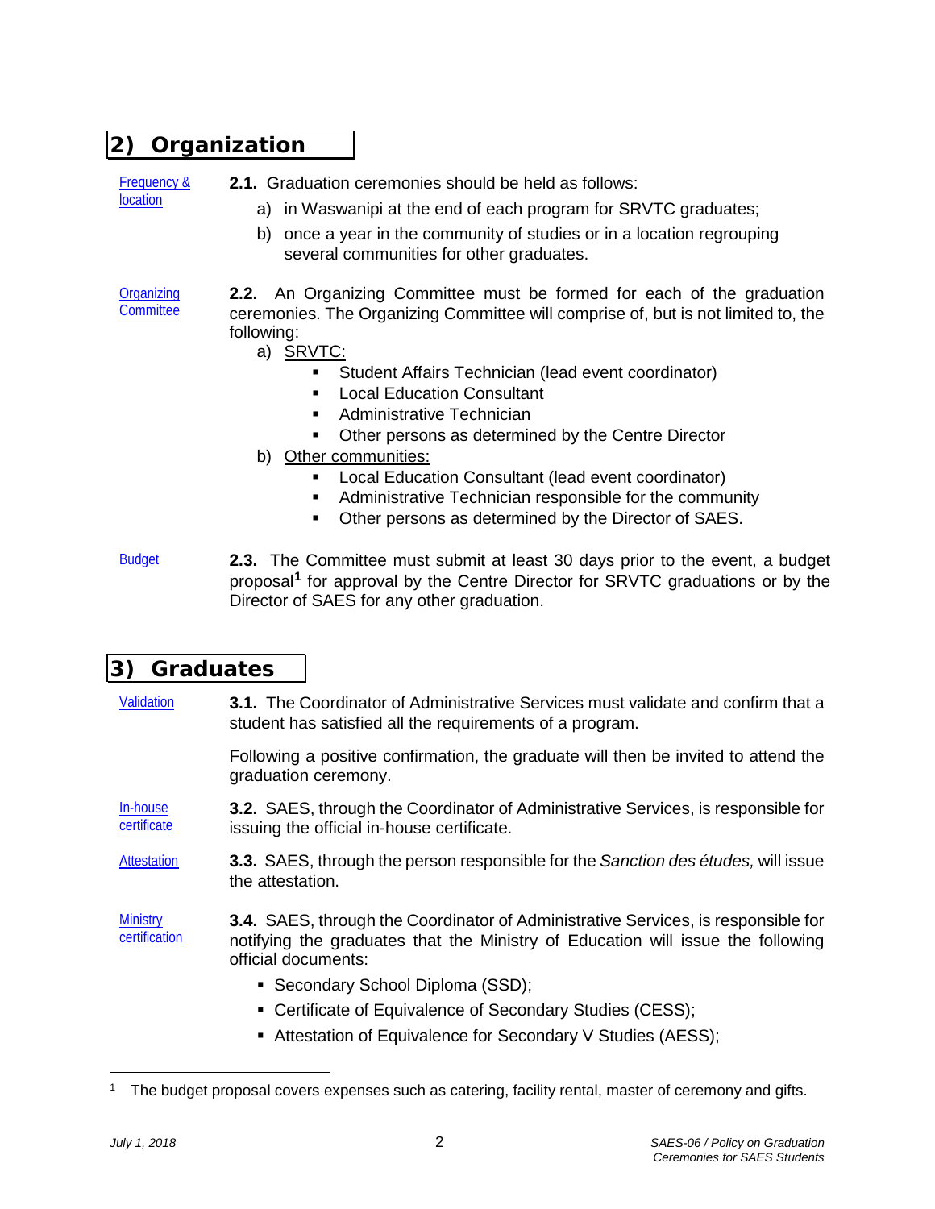## 2) Organization

Frequency & location

**2.1.** Graduation ceremonies should be held as follows:

a) in Waswanipi at the end of each program for SRVTC graduates;

b) once a year in the community of studies or in a location regrouping several communities for other graduates.

Organizing Committee

**2.2.** An Organizing Committee must be formed for each of the graduation ceremonies. The Organizing Committee will comprise of, but is not limited to, the following:

a) SRVTC:
- Student Affairs Technician (lead event coordinator)
- Local Education Consultant
- Administrative Technician
- Other persons as determined by the Centre Director

b) Other communities:
- Local Education Consultant (lead event coordinator)
- Administrative Technician responsible for the community
- Other persons as determined by the Director of SAES.

Budget

**2.3.** The Committee must submit at least 30 days prior to the event, a budget proposal[1] for approval by the Centre Director for SRVTC graduations or by the Director of SAES for any other graduation.

## 3) Graduates

Validation

**3.1.** The Coordinator of Administrative Services must validate and confirm that a student has satisfied all the requirements of a program.

Following a positive confirmation, the graduate will then be invited to attend the graduation ceremony.

In-house certificate

**3.2.** SAES, through the Coordinator of Administrative Services, is responsible for issuing the official in-house certificate.

Attestation

**3.3.** SAES, through the person responsible for the *Sanction des études,* will issue the attestation.

Ministry certification

**3.4.** SAES, through the Coordinator of Administrative Services, is responsible for notifying the graduates that the Ministry of Education will issue the following official documents:

- Secondary School Diploma (SSD);
- Certificate of Equivalence of Secondary Studies (CESS);
- Attestation of Equivalence for Secondary V Studies (AESS);

---

[1] The budget proposal covers expenses such as catering, facility rental, master of ceremony and gifts.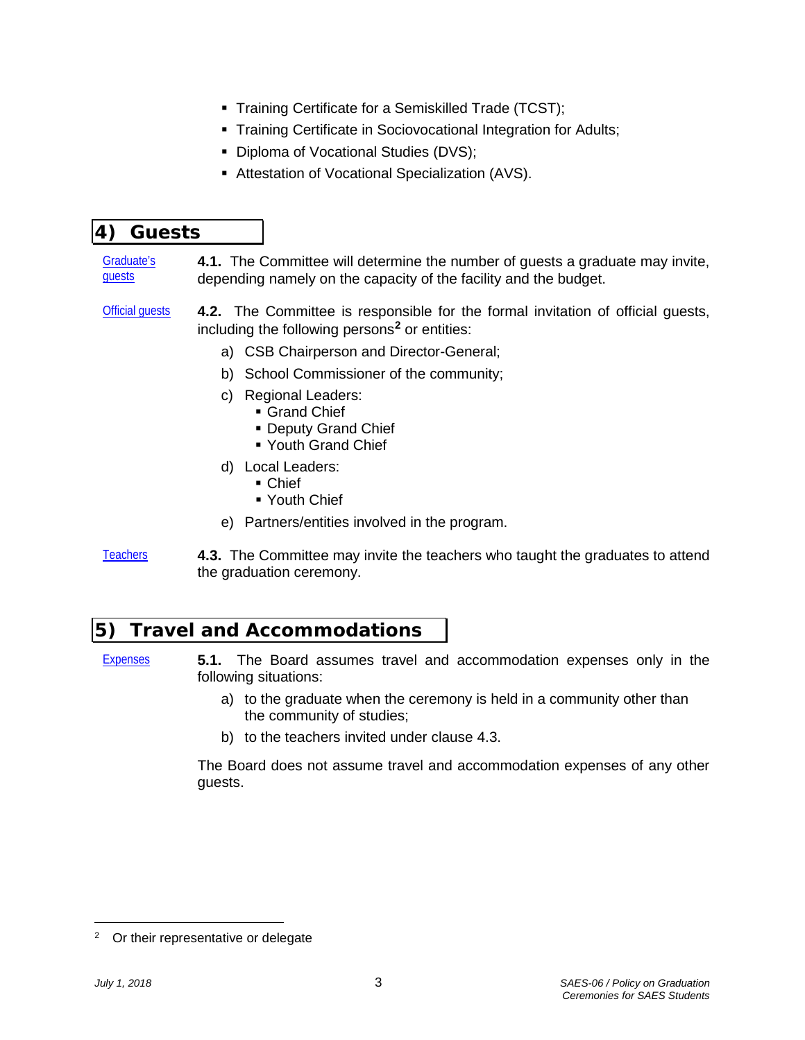- Training Certificate for a Semiskilled Trade (TCST);
- Training Certificate in Sociovocational Integration for Adults;
- Diploma of Vocational Studies (DVS);
- Attestation of Vocational Specialization (AVS).

## 4) Guests

Graduate's guests

**4.1.** The Committee will determine the number of guests a graduate may invite, depending namely on the capacity of the facility and the budget.

Official guests

**4.2.** The Committee is responsible for the formal invitation of official guests, including the following persons[2] or entities:

a) CSB Chairperson and Director-General;

b) School Commissioner of the community;

c) Regional Leaders:
- Grand Chief
- Deputy Grand Chief
- Youth Grand Chief

d) Local Leaders:
- Chief
- Youth Chief

e) Partners/entities involved in the program.

Teachers

**4.3.** The Committee may invite the teachers who taught the graduates to attend the graduation ceremony.

## 5) Travel and Accommodations

Expenses

**5.1.** The Board assumes travel and accommodation expenses only in the following situations:

a) to the graduate when the ceremony is held in a community other than the community of studies;

b) to the teachers invited under clause 4.3.

The Board does not assume travel and accommodation expenses of any other guests.

[2] Or their representative or delegate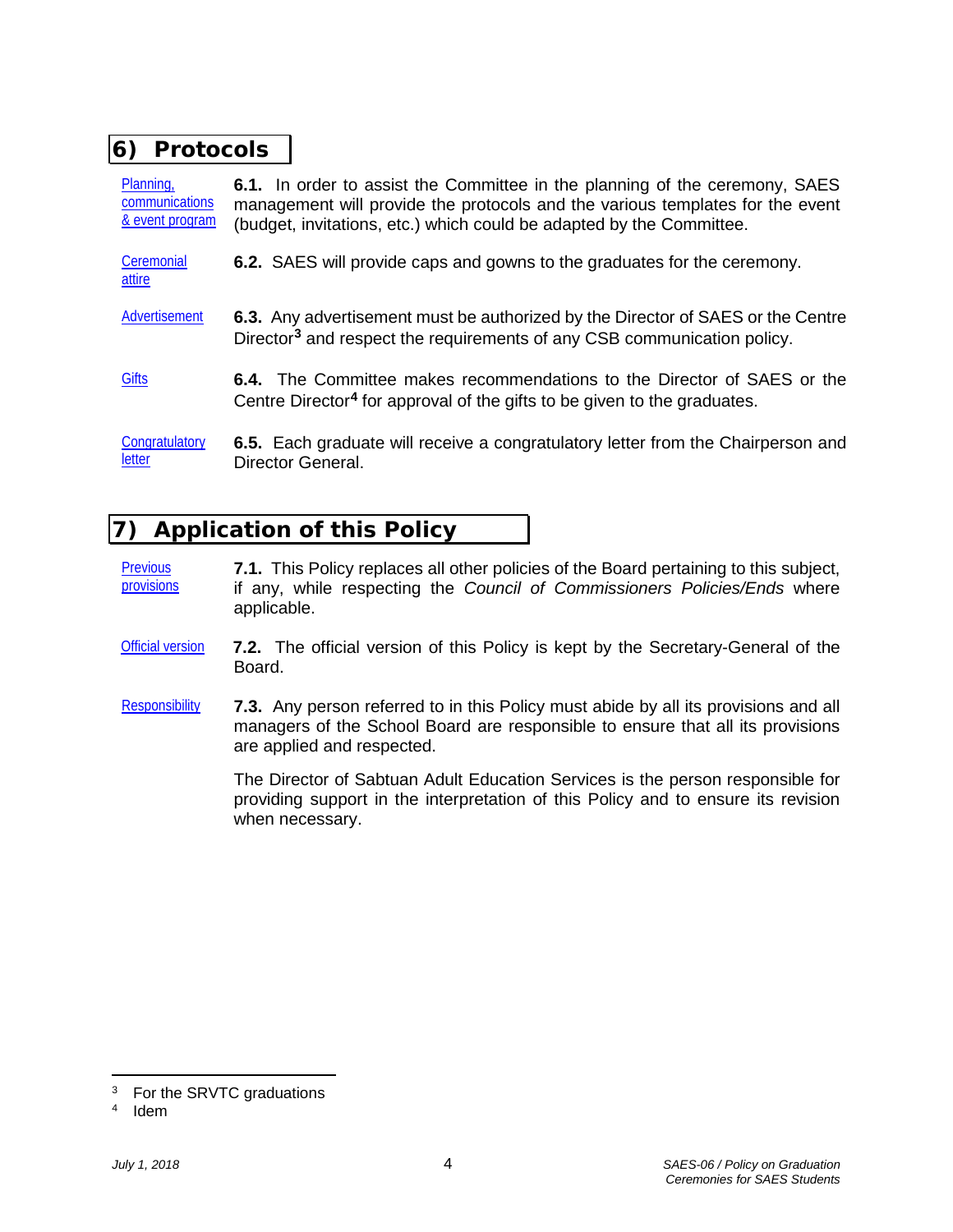## 6) Protocols

Planning, communications & event program

**6.1.** In order to assist the Committee in the planning of the ceremony, SAES management will provide the protocols and the various templates for the event (budget, invitations, etc.) which could be adapted by the Committee.

Ceremonial attire

**6.2.** SAES will provide caps and gowns to the graduates for the ceremony.

Advertisement

**6.3.** Any advertisement must be authorized by the Director of SAES or the Centre Director[3] and respect the requirements of any CSB communication policy.

Gifts

**6.4.** The Committee makes recommendations to the Director of SAES or the Centre Director[4] for approval of the gifts to be given to the graduates.

Congratulatory letter

**6.5.** Each graduate will receive a congratulatory letter from the Chairperson and Director General.

## 7) Application of this Policy

Previous provisions

**7.1.** This Policy replaces all other policies of the Board pertaining to this subject, if any, while respecting the *Council of Commissioners Policies/Ends* where applicable.

Official version

**7.2.** The official version of this Policy is kept by the Secretary-General of the Board.

Responsibility

**7.3.** Any person referred to in this Policy must abide by all its provisions and all managers of the School Board are responsible to ensure that all its provisions are applied and respected.

The Director of Sabtuan Adult Education Services is the person responsible for providing support in the interpretation of this Policy and to ensure its revision when necessary.

---

[3] For the SRVTC graduations

[4] Idem